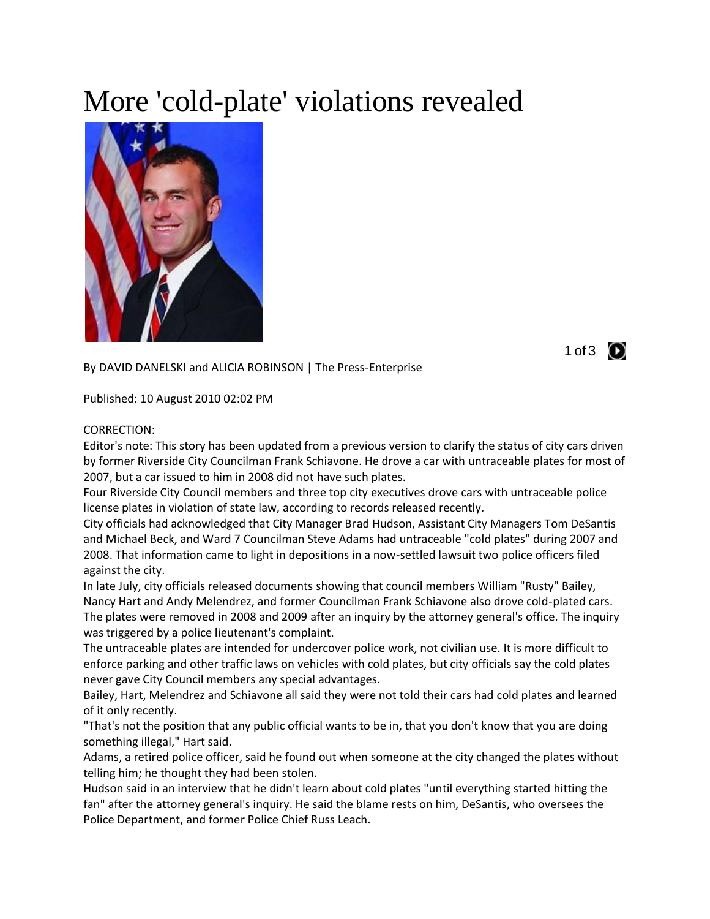# More 'cold-plate' violations revealed

By DAVID DANELSKI and ALICIA ROBINSON | The Press-Enterprise

Published: 10 August 2010 02:02 PM

CORRECTION:

Editor's note: This story has been updated from a previous version to clarify the status of city cars driven by former Riverside City Councilman Frank Schiavone. He drove a car with untraceable plates for most of 2007, but a car issued to him in 2008 did not have such plates.

Four Riverside City Council members and three top city executives drove cars with untraceable police license plates in violation of state law, according to records released recently.

City officials had acknowledged that City Manager Brad Hudson, Assistant City Managers Tom DeSantis and Michael Beck, and Ward 7 Councilman Steve Adams had untraceable "cold plates" during 2007 and 2008. That information came to light in depositions in a now-settled lawsuit two police officers filed against the city.

In late July, city officials released documents showing that council members William "Rusty" Bailey, Nancy Hart and Andy Melendrez, and former Councilman Frank Schiavone also drove cold-plated cars. The plates were removed in 2008 and 2009 after an inquiry by the attorney general's office. The inquiry was triggered by a police lieutenant's complaint.

The untraceable plates are intended for undercover police work, not civilian use. It is more difficult to enforce parking and other traffic laws on vehicles with cold plates, but city officials say the cold plates never gave City Council members any special advantages.

Bailey, Hart, Melendrez and Schiavone all said they were not told their cars had cold plates and learned of it only recently.

"That's not the position that any public official wants to be in, that you don't know that you are doing something illegal," Hart said.

Adams, a retired police officer, said he found out when someone at the city changed the plates without telling him; he thought they had been stolen.

Hudson said in an interview that he didn't learn about cold plates "until everything started hitting the fan" after the attorney general's inquiry. He said the blame rests on him, DeSantis, who oversees the Police Department, and former Police Chief Russ Leach.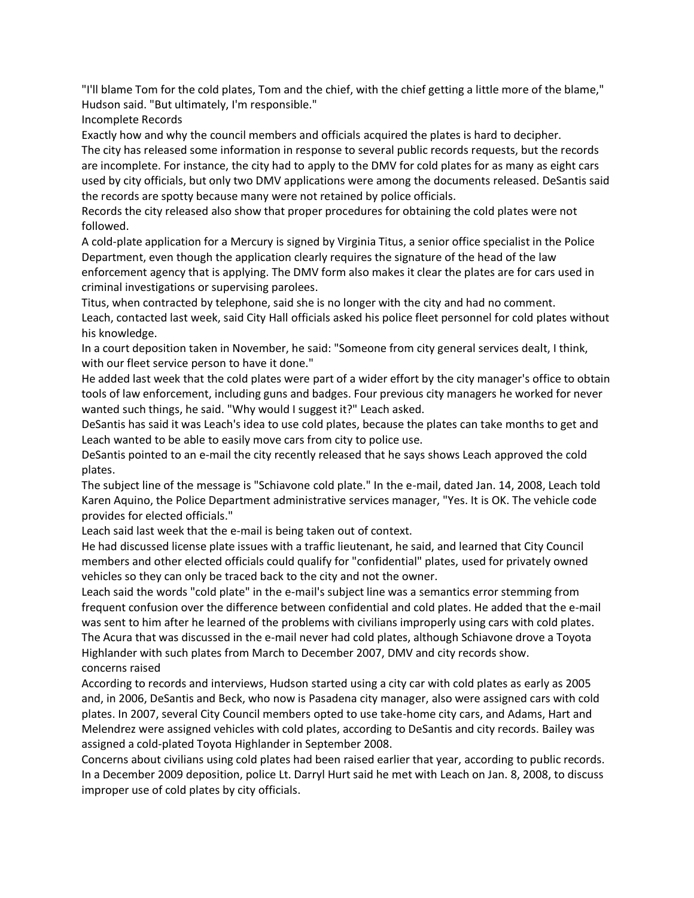"I'll blame Tom for the cold plates, Tom and the chief, with the chief getting a little more of the blame," Hudson said. "But ultimately, I'm responsible."

## Incomplete Records

Exactly how and why the council members and officials acquired the plates is hard to decipher.

The city has released some information in response to several public records requests, but the records are incomplete. For instance, the city had to apply to the DMV for cold plates for as many as eight cars used by city officials, but only two DMV applications were among the documents released. DeSantis said the records are spotty because many were not retained by police officials.

Records the city released also show that proper procedures for obtaining the cold plates were not followed.

A cold-plate application for a Mercury is signed by Virginia Titus, a senior office specialist in the Police Department, even though the application clearly requires the signature of the head of the law enforcement agency that is applying. The DMV form also makes it clear the plates are for cars used in criminal investigations or supervising parolees.

Titus, when contracted by telephone, said she is no longer with the city and had no comment.

Leach, contacted last week, said City Hall officials asked his police fleet personnel for cold plates without his knowledge.

In a court deposition taken in November, he said: "Someone from city general services dealt, I think, with our fleet service person to have it done."

He added last week that the cold plates were part of a wider effort by the city manager's office to obtain tools of law enforcement, including guns and badges. Four previous city managers he worked for never wanted such things, he said. "Why would I suggest it?" Leach asked.

DeSantis has said it was Leach's idea to use cold plates, because the plates can take months to get and Leach wanted to be able to easily move cars from city to police use.

DeSantis pointed to an e-mail the city recently released that he says shows Leach approved the cold plates.

The subject line of the message is "Schiavone cold plate." In the e-mail, dated Jan. 14, 2008, Leach told Karen Aquino, the Police Department administrative services manager, "Yes. It is OK. The vehicle code provides for elected officials."

Leach said last week that the e-mail is being taken out of context.

He had discussed license plate issues with a traffic lieutenant, he said, and learned that City Council members and other elected officials could qualify for "confidential" plates, used for privately owned vehicles so they can only be traced back to the city and not the owner.

Leach said the words "cold plate" in the e-mail's subject line was a semantics error stemming from frequent confusion over the difference between confidential and cold plates. He added that the e-mail was sent to him after he learned of the problems with civilians improperly using cars with cold plates. The Acura that was discussed in the e-mail never had cold plates, although Schiavone drove a Toyota Highlander with such plates from March to December 2007, DMV and city records show.

## concerns raised

According to records and interviews, Hudson started using a city car with cold plates as early as 2005 and, in 2006, DeSantis and Beck, who now is Pasadena city manager, also were assigned cars with cold plates. In 2007, several City Council members opted to use take-home city cars, and Adams, Hart and Melendrez were assigned vehicles with cold plates, according to DeSantis and city records. Bailey was assigned a cold-plated Toyota Highlander in September 2008.

Concerns about civilians using cold plates had been raised earlier that year, according to public records. In a December 2009 deposition, police Lt. Darryl Hurt said he met with Leach on Jan. 8, 2008, to discuss improper use of cold plates by city officials.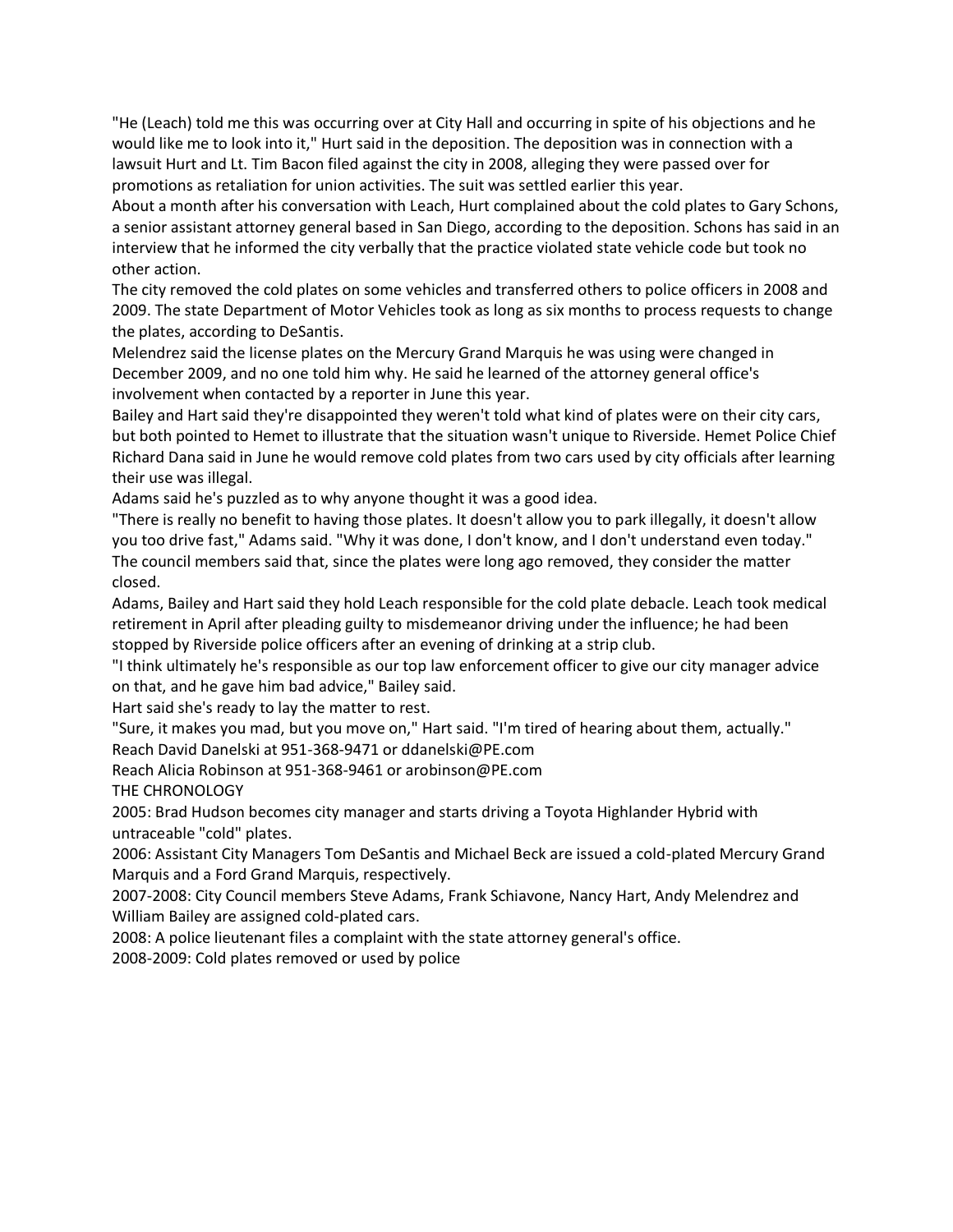"He (Leach) told me this was occurring over at City Hall and occurring in spite of his objections and he would like me to look into it," Hurt said in the deposition. The deposition was in connection with a lawsuit Hurt and Lt. Tim Bacon filed against the city in 2008, alleging they were passed over for promotions as retaliation for union activities. The suit was settled earlier this year.

About a month after his conversation with Leach, Hurt complained about the cold plates to Gary Schons, a senior assistant attorney general based in San Diego, according to the deposition. Schons has said in an interview that he informed the city verbally that the practice violated state vehicle code but took no other action.

The city removed the cold plates on some vehicles and transferred others to police officers in 2008 and 2009. The state Department of Motor Vehicles took as long as six months to process requests to change the plates, according to DeSantis.

Melendrez said the license plates on the Mercury Grand Marquis he was using were changed in December 2009, and no one told him why. He said he learned of the attorney general office's involvement when contacted by a reporter in June this year.

Bailey and Hart said they're disappointed they weren't told what kind of plates were on their city cars, but both pointed to Hemet to illustrate that the situation wasn't unique to Riverside. Hemet Police Chief Richard Dana said in June he would remove cold plates from two cars used by city officials after learning their use was illegal.

Adams said he's puzzled as to why anyone thought it was a good idea.

"There is really no benefit to having those plates. It doesn't allow you to park illegally, it doesn't allow you too drive fast," Adams said. "Why it was done, I don't know, and I don't understand even today."

The council members said that, since the plates were long ago removed, they consider the matter closed.

Adams, Bailey and Hart said they hold Leach responsible for the cold plate debacle. Leach took medical retirement in April after pleading guilty to misdemeanor driving under the influence; he had been stopped by Riverside police officers after an evening of drinking at a strip club.

"I think ultimately he's responsible as our top law enforcement officer to give our city manager advice on that, and he gave him bad advice," Bailey said.

Hart said she's ready to lay the matter to rest.

"Sure, it makes you mad, but you move on," Hart said. "I'm tired of hearing about them, actually."

Reach David Danelski at 951-368-9471 or ddanelski@PE.com

Reach Alicia Robinson at 951-368-9461 or arobinson@PE.com

THE CHRONOLOGY

2005: Brad Hudson becomes city manager and starts driving a Toyota Highlander Hybrid with untraceable "cold" plates.

2006: Assistant City Managers Tom DeSantis and Michael Beck are issued a cold-plated Mercury Grand Marquis and a Ford Grand Marquis, respectively.

2007-2008: City Council members Steve Adams, Frank Schiavone, Nancy Hart, Andy Melendrez and William Bailey are assigned cold-plated cars.

2008: A police lieutenant files a complaint with the state attorney general's office.

2008-2009: Cold plates removed or used by police